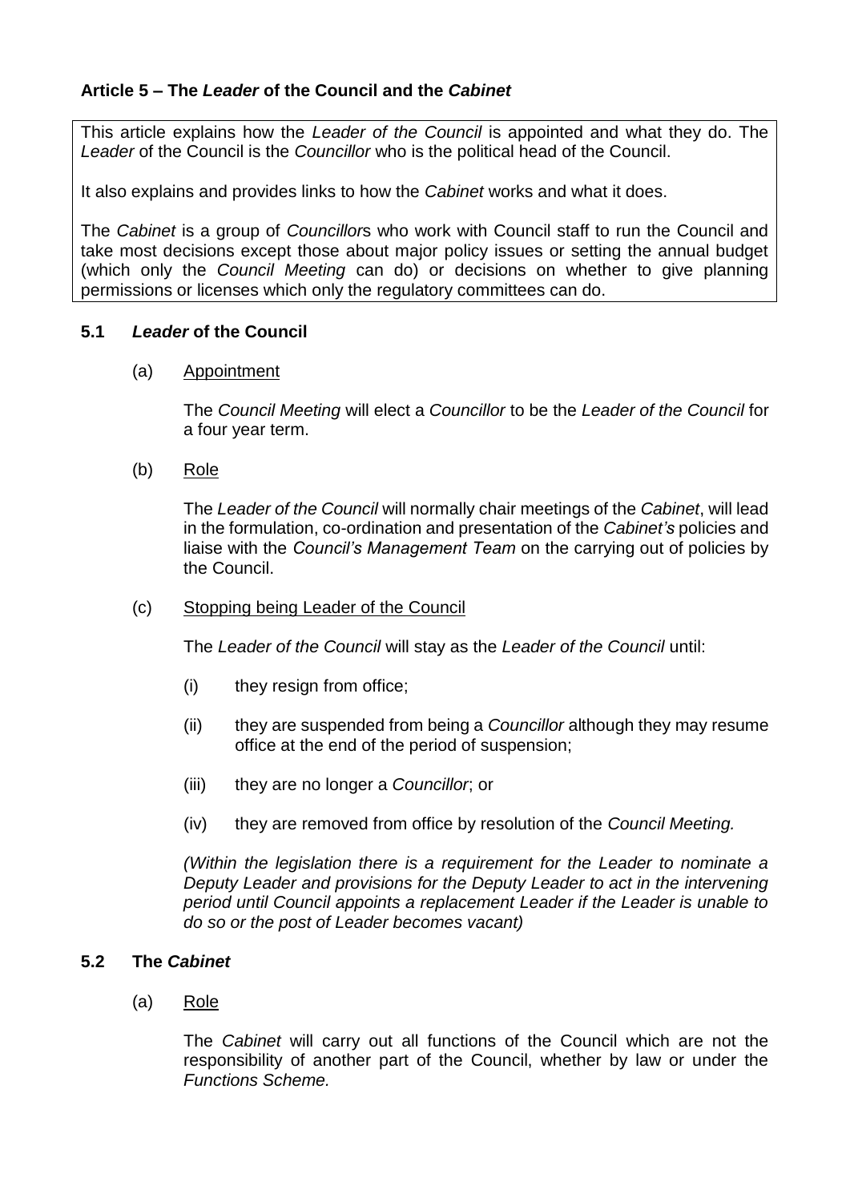## Article 5 – The *Leader* of the Council and the *Cabinet*

This article explains how the *Leader of the Council* is appointed and what they do. The *Leader* of the Council is the *Councillor* who is the political head of the Council.

It also explains and provides links to how the *Cabinet* works and what it does.

The *Cabinet* is a group of *Councillor*s who work with Council staff to run the Council and take most decisions except those about major policy issues or setting the annual budget (which only the *Council Meeting* can do) or decisions on whether to give planning permissions or licenses which only the regulatory committees can do.

### 5.1 *Leader* of the Council

(a) Appointment

The *Council Meeting* will elect a *Councillor* to be the *Leader of the Council* for a four year term.

(b) Role

The *Leader of the Council* will normally chair meetings of the *Cabinet*, will lead in the formulation, co-ordination and presentation of the *Cabinet's* policies and liaise with the *Council's Management Team* on the carrying out of policies by the Council.

(c) Stopping being Leader of the Council

The *Leader of the Council* will stay as the *Leader of the Council* until:

(i) they resign from office;

(ii) they are suspended from being a *Councillor* although they may resume office at the end of the period of suspension;

(iii) they are no longer a *Councillor*; or

(iv) they are removed from office by resolution of the *Council Meeting.*

*(Within the legislation there is a requirement for the Leader to nominate a Deputy Leader and provisions for the Deputy Leader to act in the intervening period until Council appoints a replacement Leader if the Leader is unable to do so or the post of Leader becomes vacant)*

### 5.2 The *Cabinet*

(a) Role

The *Cabinet* will carry out all functions of the Council which are not the responsibility of another part of the Council, whether by law or under the *Functions Scheme.*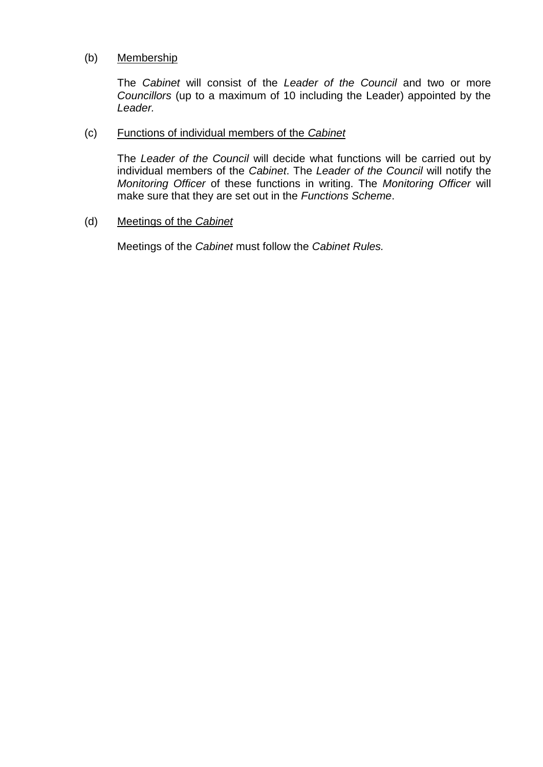(b) <u>Membership</u>

The *Cabinet* will consist of the *Leader of the Council* and two or more *Councillors* (up to a maximum of 10 including the Leader) appointed by the *Leader.*

(c) <u>Functions of individual members of the *Cabinet*</u>

The *Leader of the Council* will decide what functions will be carried out by individual members of the *Cabinet*. The *Leader of the Council* will notify the *Monitoring Officer* of these functions in writing. The *Monitoring Officer* will make sure that they are set out in the *Functions Scheme*.

(d) <u>Meetings of the *Cabinet*</u>

Meetings of the *Cabinet* must follow the *Cabinet Rules.*